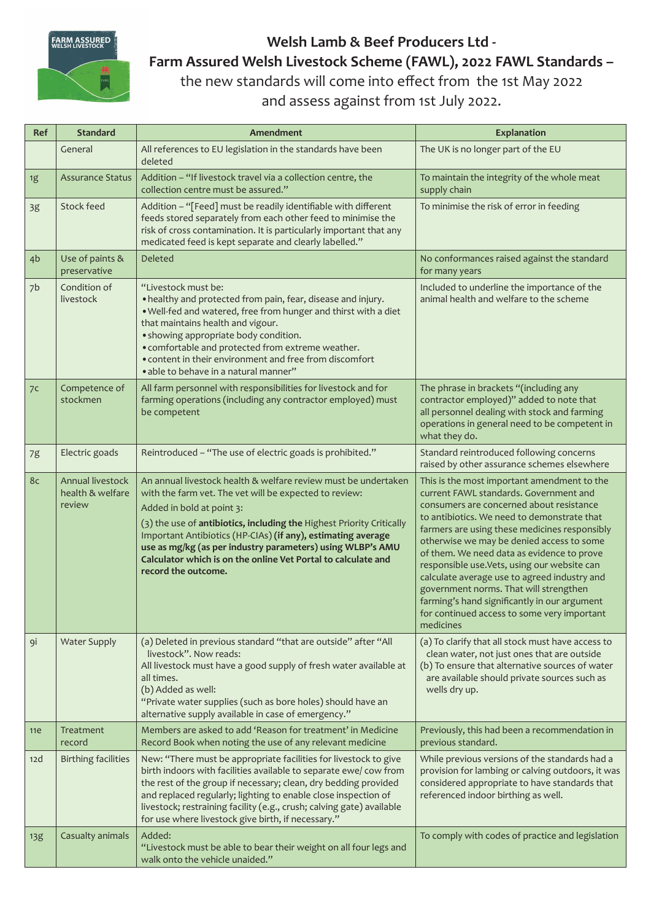# Welsh Lamb & Beef Producers Ltd - Farm Assured Welsh Livestock Scheme (FAWL), 2022 FAWL Standards –

the new standards will come into effect from the 1st May 2022 and assess against from 1st July 2022.

| Ref | Standard | Amendment | Explanation |
|---|---|---|---|
| | General | All references to EU legislation in the standards have been deleted | The UK is no longer part of the EU |
| 1g | Assurance Status | Addition – "If livestock travel via a collection centre, the collection centre must be assured." | To maintain the integrity of the whole meat supply chain |
| 3g | Stock feed | Addition – "[Feed] must be readily identifiable with different feeds stored separately from each other feed to minimise the risk of cross contamination. It is particularly important that any medicated feed is kept separate and clearly labelled." | To minimise the risk of error in feeding |
| 4b | Use of paints & preservative | Deleted | No conformances raised against the standard for many years |
| 7b | Condition of livestock | "Livestock must be: <br>• healthy and protected from pain, fear, disease and injury. <br>• Well-fed and watered, free from hunger and thirst with a diet that maintains health and vigour. <br>• showing appropriate body condition. <br>• comfortable and protected from extreme weather. <br>• content in their environment and free from discomfort <br>• able to behave in a natural manner" | Included to underline the importance of the animal health and welfare to the scheme |
| 7c | Competence of stockmen | All farm personnel with responsibilities for livestock and for farming operations (including any contractor employed) must be competent | The phrase in brackets "(including any contractor employed)" added to note that all personnel dealing with stock and farming operations in general need to be competent in what they do. |
| 7g | Electric goads | Reintroduced – "The use of electric goads is prohibited." | Standard reintroduced following concerns raised by other assurance schemes elsewhere |
| 8c | Annual livestock health & welfare review | An annual livestock health & welfare review must be undertaken with the farm vet. The vet will be expected to review: <br>Added in bold at point 3: <br>(3) the use of **antibiotics, including the** Highest Priority Critically Important Antibiotics (HP-CIAs) **(if any), estimating average use as mg/kg (as per industry parameters) using WLBP's AMU Calculator which is on the online Vet Portal to calculate and record the outcome.** | This is the most important amendment to the current FAWL standards. Government and consumers are concerned about resistance to antibiotics. We need to demonstrate that farmers are using these medicines responsibly otherwise we may be denied access to some of them. We need data as evidence to prove responsible use.Vets, using our website can calculate average use to agreed industry and government norms. That will strengthen farming's hand significantly in our argument for continued access to some very important medicines |
| 9i | Water Supply | (a) Deleted in previous standard "that are outside" after "All livestock". Now reads: <br>All livestock must have a good supply of fresh water available at all times. <br>(b) Added as well: <br>"Private water supplies (such as bore holes) should have an alternative supply available in case of emergency." | (a) To clarify that all stock must have access to clean water, not just ones that are outside <br>(b) To ensure that alternative sources of water are available should private sources such as wells dry up. |
| 11e | Treatment record | Members are asked to add 'Reason for treatment' in Medicine Record Book when noting the use of any relevant medicine | Previously, this had been a recommendation in previous standard. |
| 12d | Birthing facilities | New: "There must be appropriate facilities for livestock to give birth indoors with facilities available to separate ewe/ cow from the rest of the group if necessary; clean, dry bedding provided and replaced regularly; lighting to enable close inspection of livestock; restraining facility (e.g., crush; calving gate) available for use where livestock give birth, if necessary." | While previous versions of the standards had a provision for lambing or calving outdoors, it was considered appropriate to have standards that referenced indoor birthing as well. |
| 13g | Casualty animals | Added: <br>"Livestock must be able to bear their weight on all four legs and walk onto the vehicle unaided." | To comply with codes of practice and legislation |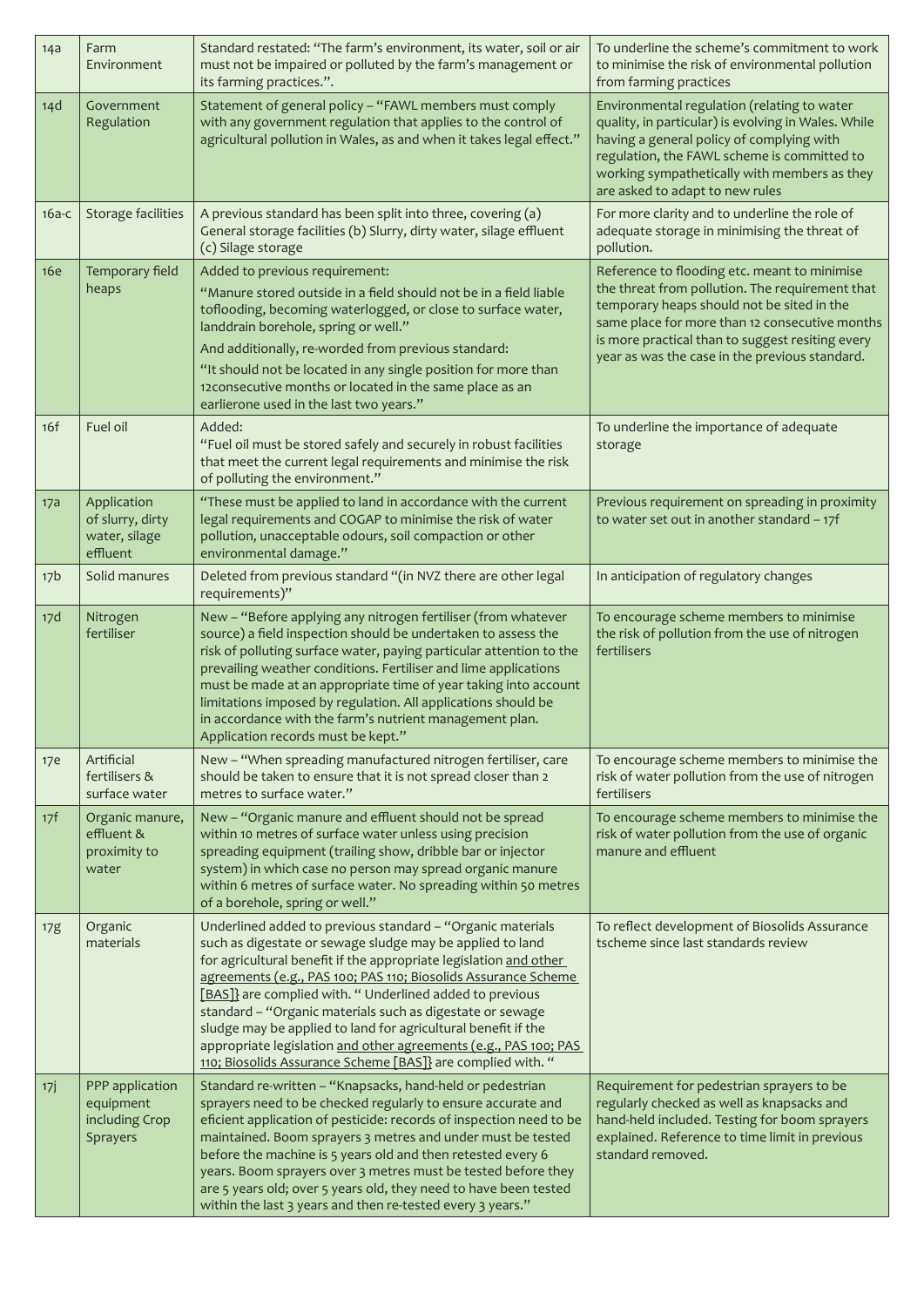| | | | |
|---|---|---|---|
| 14a | Farm Environment | Standard restated: "The farm's environment, its water, soil or air must not be impaired or polluted by the farm's management or its farming practices.". | To underline the scheme's commitment to work to minimise the risk of environmental pollution from farming practices |
| 14d | Government Regulation | Statement of general policy – "FAWL members must comply with any government regulation that applies to the control of agricultural pollution in Wales, as and when it takes legal effect." | Environmental regulation (relating to water quality, in particular) is evolving in Wales. While having a general policy of complying with regulation, the FAWL scheme is committed to working sympathetically with members as they are asked to adapt to new rules |
| 16a-c | Storage facilities | A previous standard has been split into three, covering (a) General storage facilities (b) Slurry, dirty water, silage effluent (c) Silage storage | For more clarity and to underline the role of adequate storage in minimising the threat of pollution. |
| 16e | Temporary field heaps | Added to previous requirement:<br>"Manure stored outside in a field should not be in a field liable toflooding, becoming waterlogged, or close to surface water, landdrain borehole, spring or well."<br>And additionally, re-worded from previous standard:<br>"It should not be located in any single position for more than 12consecutive months or located in the same place as an earlierone used in the last two years." | Reference to flooding etc. meant to minimise the threat from pollution. The requirement that temporary heaps should not be sited in the same place for more than 12 consecutive months is more practical than to suggest resiting every year as was the case in the previous standard. |
| 16f | Fuel oil | Added:<br>"Fuel oil must be stored safely and securely in robust facilities that meet the current legal requirements and minimise the risk of polluting the environment." | To underline the importance of adequate storage |
| 17a | Application of slurry, dirty water, silage effluent | "These must be applied to land in accordance with the current legal requirements and COGAP to minimise the risk of water pollution, unacceptable odours, soil compaction or other environmental damage." | Previous requirement on spreading in proximity to water set out in another standard – 17f |
| 17b | Solid manures | Deleted from previous standard "(in NVZ there are other legal requirements)" | In anticipation of regulatory changes |
| 17d | Nitrogen fertiliser | New – "Before applying any nitrogen fertiliser (from whatever source) a field inspection should be undertaken to assess the risk of polluting surface water, paying particular attention to the prevailing weather conditions. Fertiliser and lime applications must be made at an appropriate time of year taking into account limitations imposed by regulation. All applications should be in accordance with the farm's nutrient management plan. Application records must be kept." | To encourage scheme members to minimise the risk of pollution from the use of nitrogen fertilisers |
| 17e | Artificial fertilisers & surface water | New – "When spreading manufactured nitrogen fertiliser, care should be taken to ensure that it is not spread closer than 2 metres to surface water." | To encourage scheme members to minimise the risk of water pollution from the use of nitrogen fertilisers |
| 17f | Organic manure, effluent & proximity to water | New – "Organic manure and effluent should not be spread within 10 metres of surface water unless using precision spreading equipment (trailing show, dribble bar or injector system) in which case no person may spread organic manure within 6 metres of surface water. No spreading within 50 metres of a borehole, spring or well." | To encourage scheme members to minimise the risk of water pollution from the use of organic manure and effluent |
| 17g | Organic materials | Underlined added to previous standard – "Organic materials such as digestate or sewage sludge may be applied to land for agricultural benefit if the appropriate legislation <u>and other agreements (e.g., PAS 100; PAS 110; Biosolids Assurance Scheme [BAS]}</u> are complied with. " Underlined added to previous standard – "Organic materials such as digestate or sewage sludge may be applied to land for agricultural benefit if the appropriate legislation <u>and other agreements (e.g., PAS 100; PAS 110; Biosolids Assurance Scheme [BAS]}</u> are complied with. " | To reflect development of Biosolids Assurance tscheme since last standards review |
| 17j | PPP application equipment including Crop Sprayers | Standard re-written – "Knapsacks, hand-held or pedestrian sprayers need to be checked regularly to ensure accurate and efficient application of pesticide: records of inspection need to be maintained. Boom sprayers 3 metres and under must be tested before the machine is 5 years old and then retested every 6 years. Boom sprayers over 3 metres must be tested before they are 5 years old; over 5 years old, they need to have been tested within the last 3 years and then re-tested every 3 years." | Requirement for pedestrian sprayers to be regularly checked as well as knapsacks and hand-held included. Testing for boom sprayers explained. Reference to time limit in previous standard removed. |